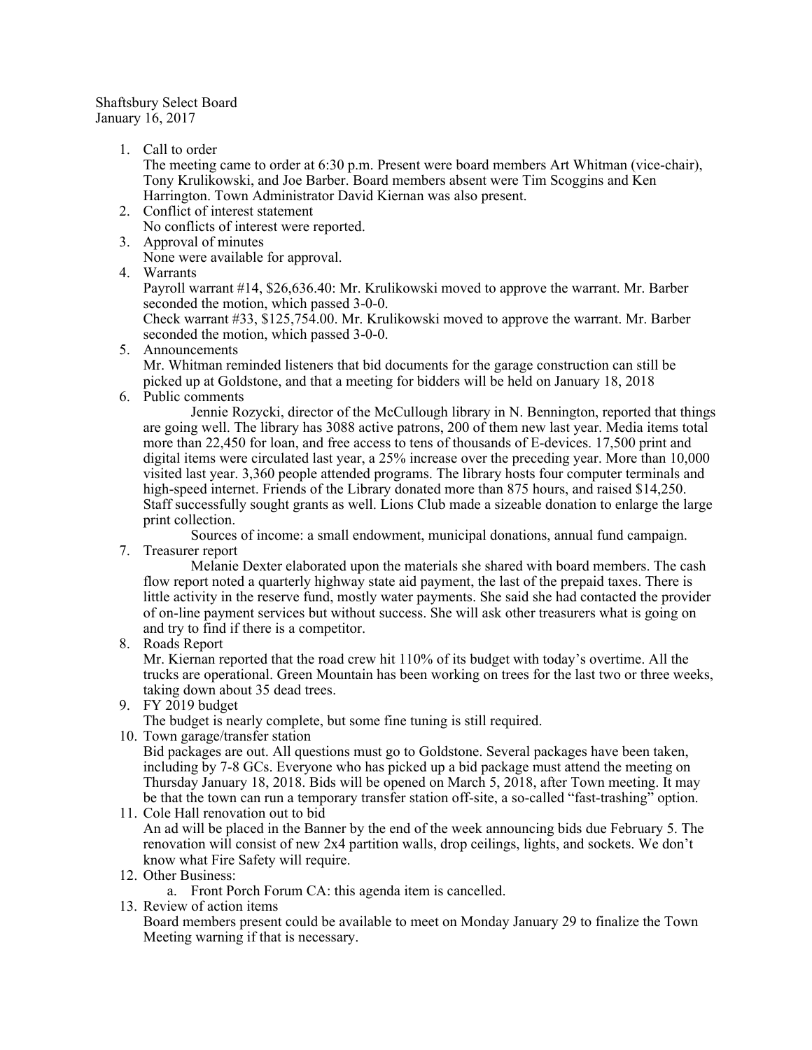Shaftsbury Select Board
January 16, 2017

1. Call to order
   The meeting came to order at 6:30 p.m. Present were board members Art Whitman (vice-chair), Tony Krulikowski, and Joe Barber. Board members absent were Tim Scoggins and Ken Harrington. Town Administrator David Kiernan was also present.
2. Conflict of interest statement
   No conflicts of interest were reported.
3. Approval of minutes
   None were available for approval.
4. Warrants
   Payroll warrant #14, $26,636.40: Mr. Krulikowski moved to approve the warrant. Mr. Barber seconded the motion, which passed 3-0-0.
   Check warrant #33, $125,754.00. Mr. Krulikowski moved to approve the warrant. Mr. Barber seconded the motion, which passed 3-0-0.
5. Announcements
   Mr. Whitman reminded listeners that bid documents for the garage construction can still be picked up at Goldstone, and that a meeting for bidders will be held on January 18, 2018
6. Public comments
   Jennie Rozycki, director of the McCullough library in N. Bennington, reported that things are going well. The library has 3088 active patrons, 200 of them new last year. Media items total more than 22,450 for loan, and free access to tens of thousands of E-devices. 17,500 print and digital items were circulated last year, a 25% increase over the preceding year. More than 10,000 visited last year. 3,360 people attended programs. The library hosts four computer terminals and high-speed internet. Friends of the Library donated more than 875 hours, and raised $14,250. Staff successfully sought grants as well. Lions Club made a sizeable donation to enlarge the large print collection.
   Sources of income: a small endowment, municipal donations, annual fund campaign.
7. Treasurer report
   Melanie Dexter elaborated upon the materials she shared with board members. The cash flow report noted a quarterly highway state aid payment, the last of the prepaid taxes. There is little activity in the reserve fund, mostly water payments. She said she had contacted the provider of on-line payment services but without success. She will ask other treasurers what is going on and try to find if there is a competitor.
8. Roads Report
   Mr. Kiernan reported that the road crew hit 110% of its budget with today's overtime. All the trucks are operational. Green Mountain has been working on trees for the last two or three weeks, taking down about 35 dead trees.
9. FY 2019 budget
   The budget is nearly complete, but some fine tuning is still required.
10. Town garage/transfer station
    Bid packages are out. All questions must go to Goldstone. Several packages have been taken, including by 7-8 GCs. Everyone who has picked up a bid package must attend the meeting on Thursday January 18, 2018. Bids will be opened on March 5, 2018, after Town meeting. It may be that the town can run a temporary transfer station off-site, a so-called "fast-trashing" option.
11. Cole Hall renovation out to bid
    An ad will be placed in the Banner by the end of the week announcing bids due February 5. The renovation will consist of new 2x4 partition walls, drop ceilings, lights, and sockets. We don't know what Fire Safety will require.
12. Other Business:
    a. Front Porch Forum CA: this agenda item is cancelled.
13. Review of action items
    Board members present could be available to meet on Monday January 29 to finalize the Town Meeting warning if that is necessary.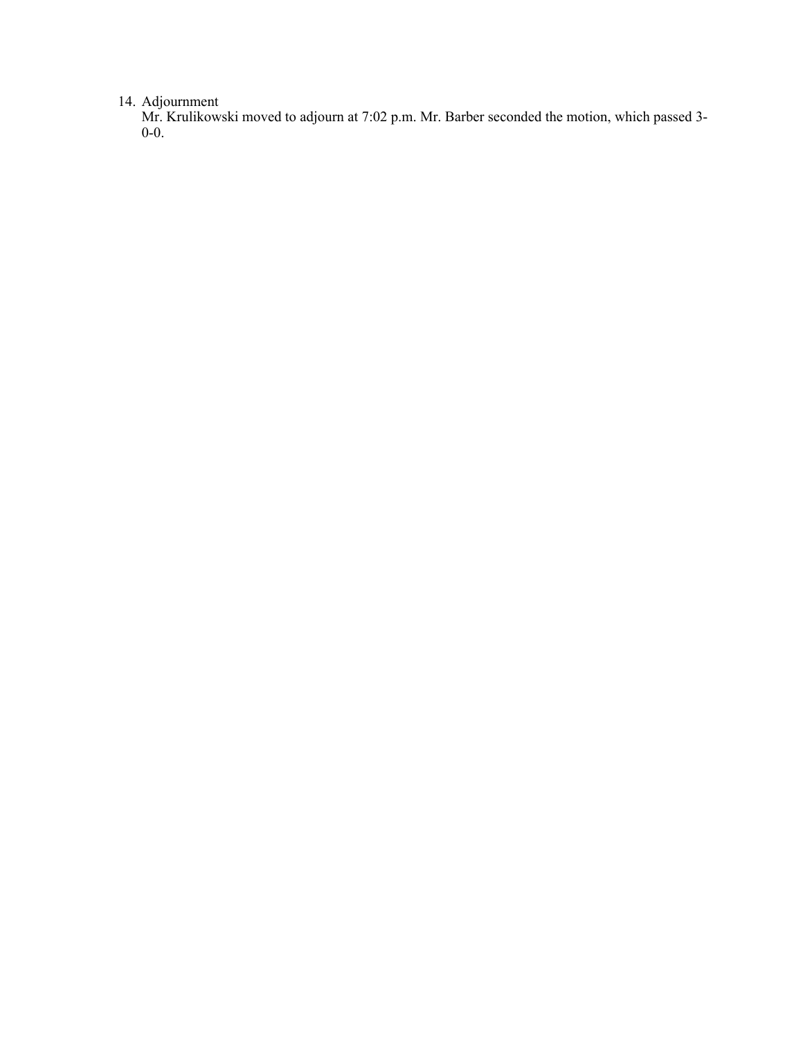14. Adjournment
    Mr. Krulikowski moved to adjourn at 7:02 p.m. Mr. Barber seconded the motion, which passed 3-0-0.